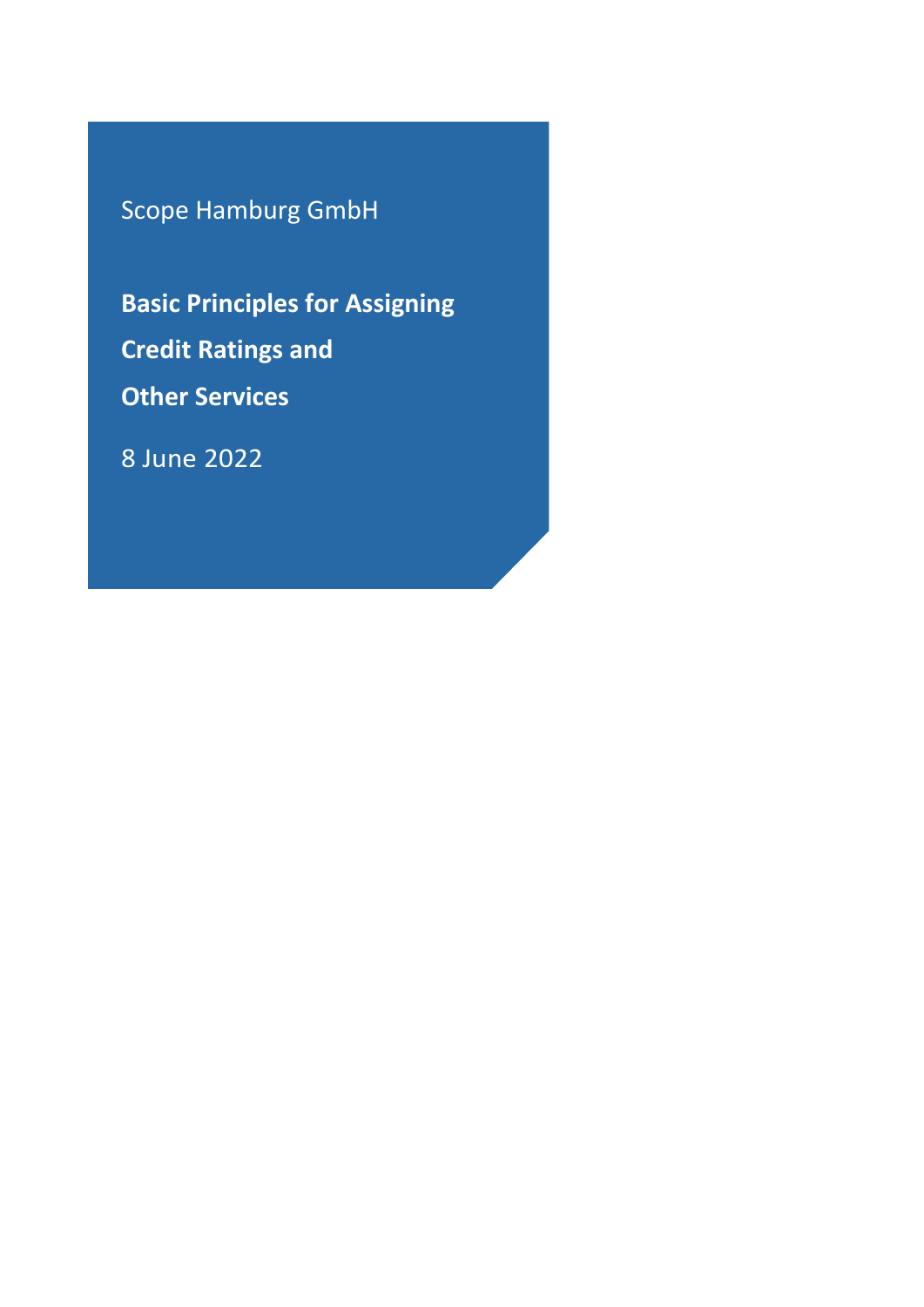Scope Hamburg GmbH

# Basic Principles for Assigning Credit Ratings and Other Services

8 June 2022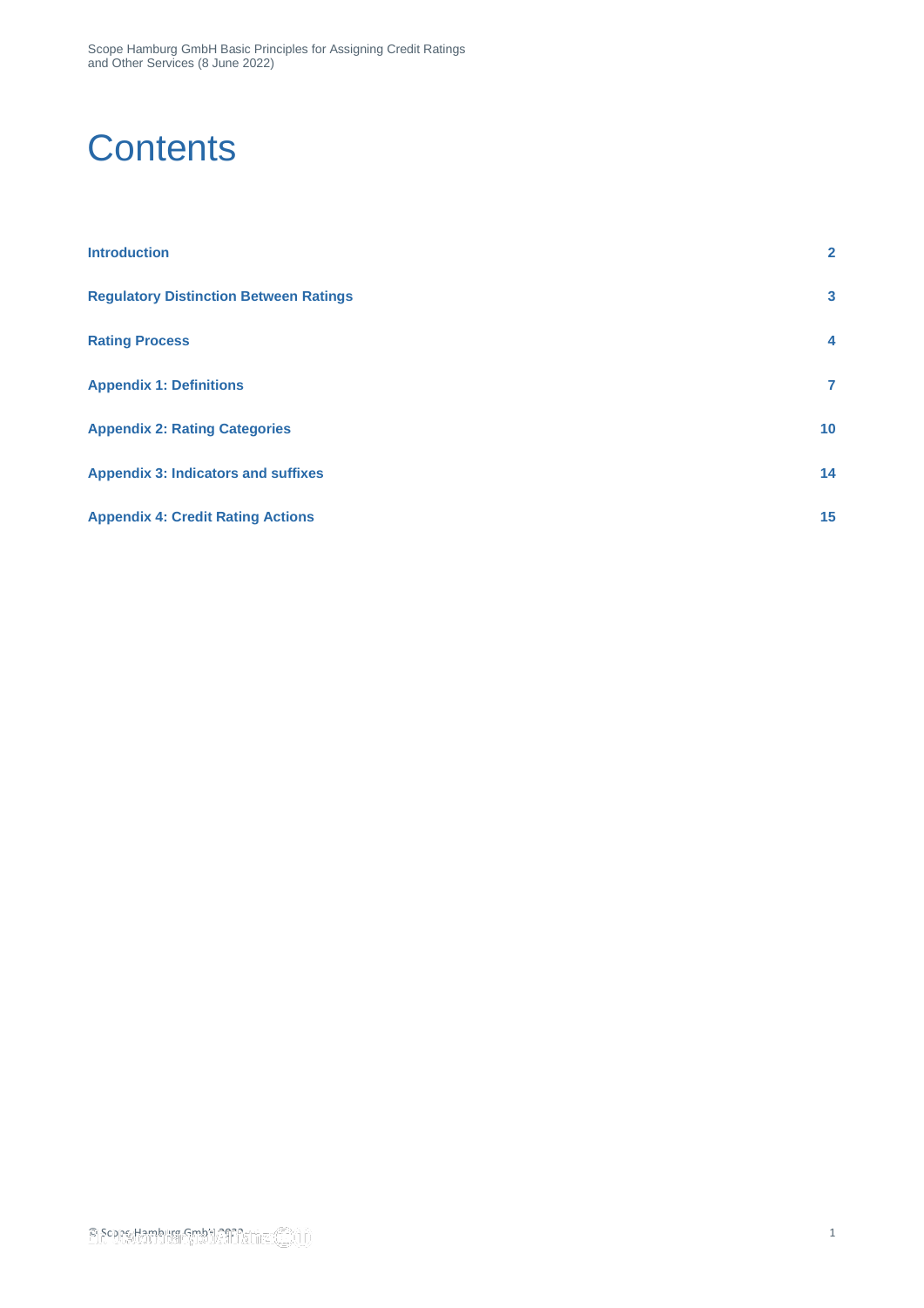# Contents

| | |
|---|---|
| **Introduction** | **2** |
| **Regulatory Distinction Between Ratings** | **3** |
| **Rating Process** | **4** |
| **Appendix 1: Definitions** | **7** |
| **Appendix 2: Rating Categories** | **10** |
| **Appendix 3: Indicators and suffixes** | **14** |
| **Appendix 4: Credit Rating Actions** | **15** |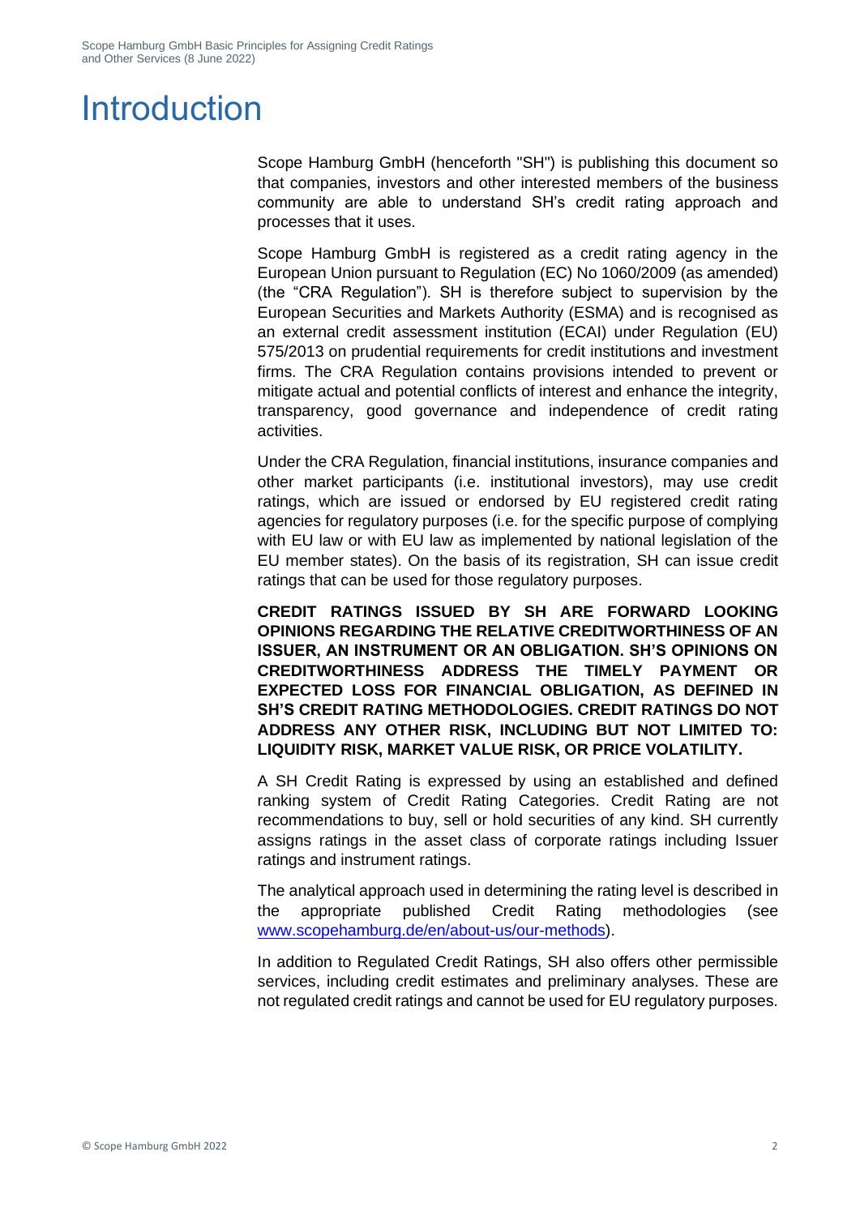# Introduction

Scope Hamburg GmbH (henceforth "SH") is publishing this document so that companies, investors and other interested members of the business community are able to understand SH's credit rating approach and processes that it uses.

Scope Hamburg GmbH is registered as a credit rating agency in the European Union pursuant to Regulation (EC) No 1060/2009 (as amended) (the "CRA Regulation"). SH is therefore subject to supervision by the European Securities and Markets Authority (ESMA) and is recognised as an external credit assessment institution (ECAI) under Regulation (EU) 575/2013 on prudential requirements for credit institutions and investment firms. The CRA Regulation contains provisions intended to prevent or mitigate actual and potential conflicts of interest and enhance the integrity, transparency, good governance and independence of credit rating activities.

Under the CRA Regulation, financial institutions, insurance companies and other market participants (i.e. institutional investors), may use credit ratings, which are issued or endorsed by EU registered credit rating agencies for regulatory purposes (i.e. for the specific purpose of complying with EU law or with EU law as implemented by national legislation of the EU member states). On the basis of its registration, SH can issue credit ratings that can be used for those regulatory purposes.

**CREDIT RATINGS ISSUED BY SH ARE FORWARD LOOKING OPINIONS REGARDING THE RELATIVE CREDITWORTHINESS OF AN ISSUER, AN INSTRUMENT OR AN OBLIGATION. SH'S OPINIONS ON CREDITWORTHINESS ADDRESS THE TIMELY PAYMENT OR EXPECTED LOSS FOR FINANCIAL OBLIGATION, AS DEFINED IN SH'S CREDIT RATING METHODOLOGIES. CREDIT RATINGS DO NOT ADDRESS ANY OTHER RISK, INCLUDING BUT NOT LIMITED TO: LIQUIDITY RISK, MARKET VALUE RISK, OR PRICE VOLATILITY.**

A SH Credit Rating is expressed by using an established and defined ranking system of Credit Rating Categories. Credit Rating are not recommendations to buy, sell or hold securities of any kind. SH currently assigns ratings in the asset class of corporate ratings including Issuer ratings and instrument ratings.

The analytical approach used in determining the rating level is described in the appropriate published Credit Rating methodologies (see [www.scopehamburg.de/en/about-us/our-methods](www.scopehamburg.de/en/about-us/our-methods)).

In addition to Regulated Credit Ratings, SH also offers other permissible services, including credit estimates and preliminary analyses. These are not regulated credit ratings and cannot be used for EU regulatory purposes.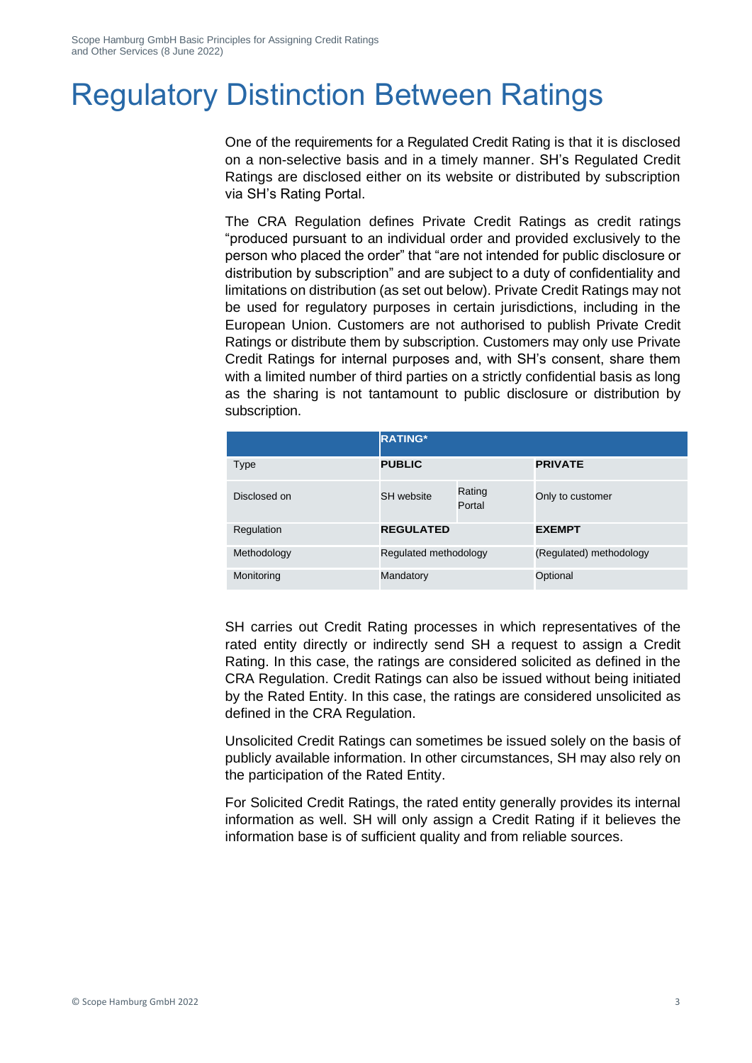# Regulatory Distinction Between Ratings

One of the requirements for a Regulated Credit Rating is that it is disclosed on a non-selective basis and in a timely manner. SH's Regulated Credit Ratings are disclosed either on its website or distributed by subscription via SH's Rating Portal.

The CRA Regulation defines Private Credit Ratings as credit ratings "produced pursuant to an individual order and provided exclusively to the person who placed the order" that "are not intended for public disclosure or distribution by subscription" and are subject to a duty of confidentiality and limitations on distribution (as set out below). Private Credit Ratings may not be used for regulatory purposes in certain jurisdictions, including in the European Union. Customers are not authorised to publish Private Credit Ratings or distribute them by subscription. Customers may only use Private Credit Ratings for internal purposes and, with SH's consent, share them with a limited number of third parties on a strictly confidential basis as long as the sharing is not tantamount to public disclosure or distribution by subscription.

| | **RATING*** | | |
|---|---|---|---|
| Type | **PUBLIC** | | **PRIVATE** |
| Disclosed on | SH website | Rating Portal | Only to customer |
| Regulation | **REGULATED** | | **EXEMPT** |
| Methodology | Regulated methodology | | (Regulated) methodology |
| Monitoring | Mandatory | | Optional |

SH carries out Credit Rating processes in which representatives of the rated entity directly or indirectly send SH a request to assign a Credit Rating. In this case, the ratings are considered solicited as defined in the CRA Regulation. Credit Ratings can also be issued without being initiated by the Rated Entity. In this case, the ratings are considered unsolicited as defined in the CRA Regulation.

Unsolicited Credit Ratings can sometimes be issued solely on the basis of publicly available information. In other circumstances, SH may also rely on the participation of the Rated Entity.

For Solicited Credit Ratings, the rated entity generally provides its internal information as well. SH will only assign a Credit Rating if it believes the information base is of sufficient quality and from reliable sources.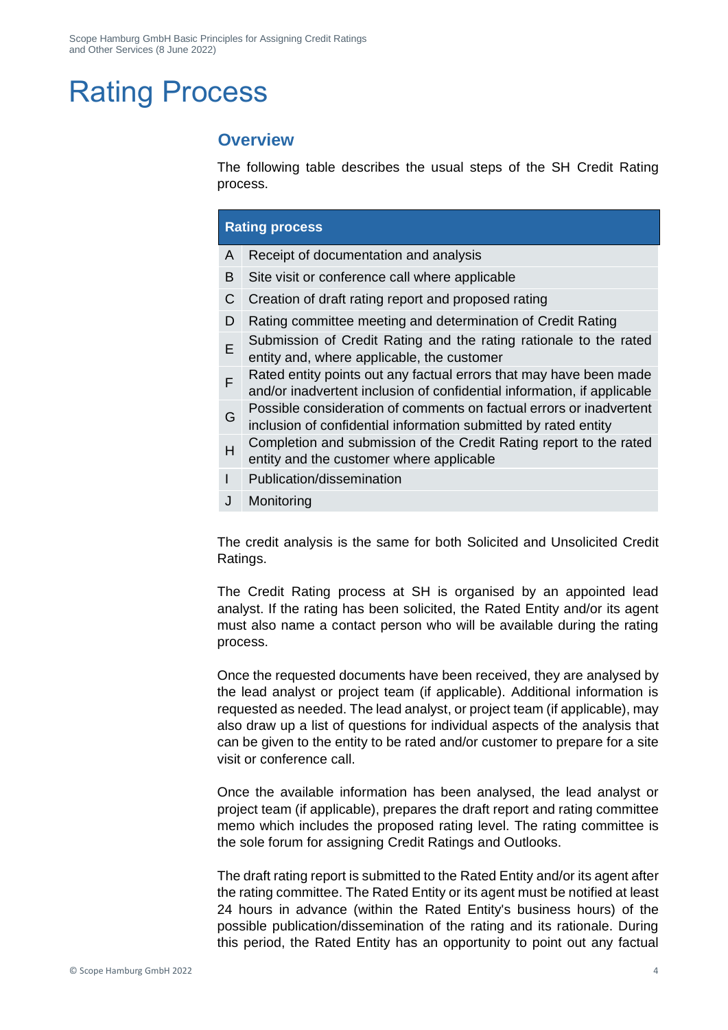# Rating Process

## Overview

The following table describes the usual steps of the SH Credit Rating process.

| Rating process | |
|---|---|
| A | Receipt of documentation and analysis |
| B | Site visit or conference call where applicable |
| C | Creation of draft rating report and proposed rating |
| D | Rating committee meeting and determination of Credit Rating |
| E | Submission of Credit Rating and the rating rationale to the rated entity and, where applicable, the customer |
| F | Rated entity points out any factual errors that may have been made and/or inadvertent inclusion of confidential information, if applicable |
| G | Possible consideration of comments on factual errors or inadvertent inclusion of confidential information submitted by rated entity |
| H | Completion and submission of the Credit Rating report to the rated entity and the customer where applicable |
| I | Publication/dissemination |
| J | Monitoring |

The credit analysis is the same for both Solicited and Unsolicited Credit Ratings.

The Credit Rating process at SH is organised by an appointed lead analyst. If the rating has been solicited, the Rated Entity and/or its agent must also name a contact person who will be available during the rating process.

Once the requested documents have been received, they are analysed by the lead analyst or project team (if applicable). Additional information is requested as needed. The lead analyst, or project team (if applicable), may also draw up a list of questions for individual aspects of the analysis that can be given to the entity to be rated and/or customer to prepare for a site visit or conference call.

Once the available information has been analysed, the lead analyst or project team (if applicable), prepares the draft report and rating committee memo which includes the proposed rating level. The rating committee is the sole forum for assigning Credit Ratings and Outlooks.

The draft rating report is submitted to the Rated Entity and/or its agent after the rating committee. The Rated Entity or its agent must be notified at least 24 hours in advance (within the Rated Entity's business hours) of the possible publication/dissemination of the rating and its rationale. During this period, the Rated Entity has an opportunity to point out any factual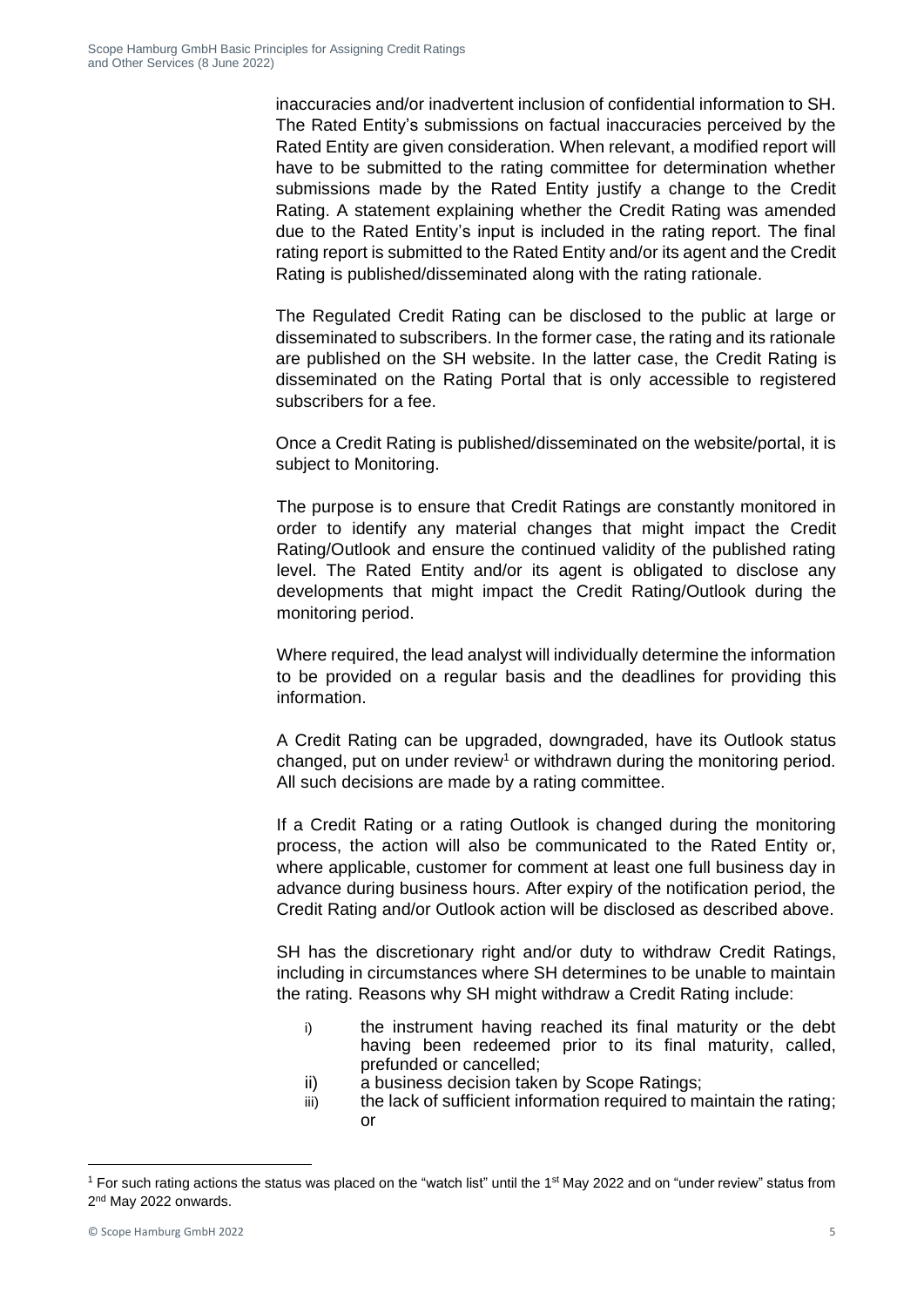inaccuracies and/or inadvertent inclusion of confidential information to SH. The Rated Entity's submissions on factual inaccuracies perceived by the Rated Entity are given consideration. When relevant, a modified report will have to be submitted to the rating committee for determination whether submissions made by the Rated Entity justify a change to the Credit Rating. A statement explaining whether the Credit Rating was amended due to the Rated Entity's input is included in the rating report. The final rating report is submitted to the Rated Entity and/or its agent and the Credit Rating is published/disseminated along with the rating rationale.

The Regulated Credit Rating can be disclosed to the public at large or disseminated to subscribers. In the former case, the rating and its rationale are published on the SH website. In the latter case, the Credit Rating is disseminated on the Rating Portal that is only accessible to registered subscribers for a fee.

Once a Credit Rating is published/disseminated on the website/portal, it is subject to Monitoring.

The purpose is to ensure that Credit Ratings are constantly monitored in order to identify any material changes that might impact the Credit Rating/Outlook and ensure the continued validity of the published rating level. The Rated Entity and/or its agent is obligated to disclose any developments that might impact the Credit Rating/Outlook during the monitoring period.

Where required, the lead analyst will individually determine the information to be provided on a regular basis and the deadlines for providing this information.

A Credit Rating can be upgraded, downgraded, have its Outlook status changed, put on under review[1] or withdrawn during the monitoring period. All such decisions are made by a rating committee.

If a Credit Rating or a rating Outlook is changed during the monitoring process, the action will also be communicated to the Rated Entity or, where applicable, customer for comment at least one full business day in advance during business hours. After expiry of the notification period, the Credit Rating and/or Outlook action will be disclosed as described above.

SH has the discretionary right and/or duty to withdraw Credit Ratings, including in circumstances where SH determines to be unable to maintain the rating. Reasons why SH might withdraw a Credit Rating include:

i) the instrument having reached its final maturity or the debt having been redeemed prior to its final maturity, called, prefunded or cancelled;
ii) a business decision taken by Scope Ratings;
iii) the lack of sufficient information required to maintain the rating; or

[1] For such rating actions the status was placed on the "watch list" until the 1st May 2022 and on "under review" status from 2nd May 2022 onwards.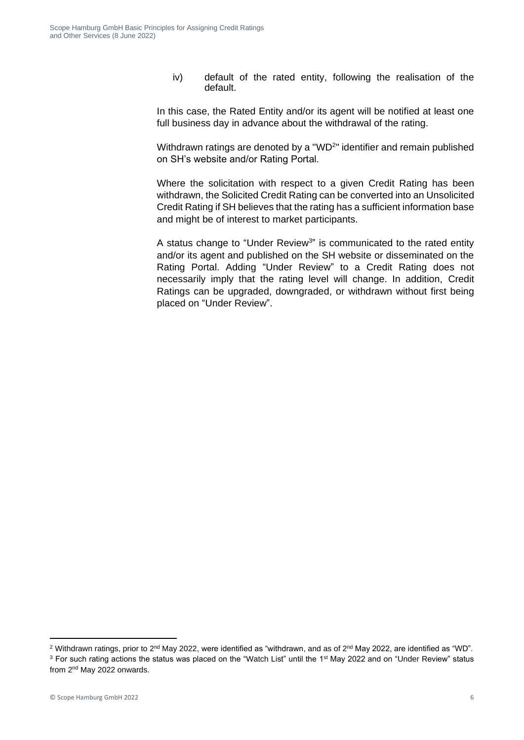iv) default of the rated entity, following the realisation of the default.

In this case, the Rated Entity and/or its agent will be notified at least one full business day in advance about the withdrawal of the rating.

Withdrawn ratings are denoted by a "WD[2]" identifier and remain published on SH's website and/or Rating Portal.

Where the solicitation with respect to a given Credit Rating has been withdrawn, the Solicited Credit Rating can be converted into an Unsolicited Credit Rating if SH believes that the rating has a sufficient information base and might be of interest to market participants.

A status change to "Under Review[3]" is communicated to the rated entity and/or its agent and published on the SH website or disseminated on the Rating Portal. Adding "Under Review" to a Credit Rating does not necessarily imply that the rating level will change. In addition, Credit Ratings can be upgraded, downgraded, or withdrawn without first being placed on "Under Review".

---

[2] Withdrawn ratings, prior to 2nd May 2022, were identified as "withdrawn, and as of 2nd May 2022, are identified as "WD".

[3] For such rating actions the status was placed on the "Watch List" until the 1st May 2022 and on "Under Review" status from 2nd May 2022 onwards.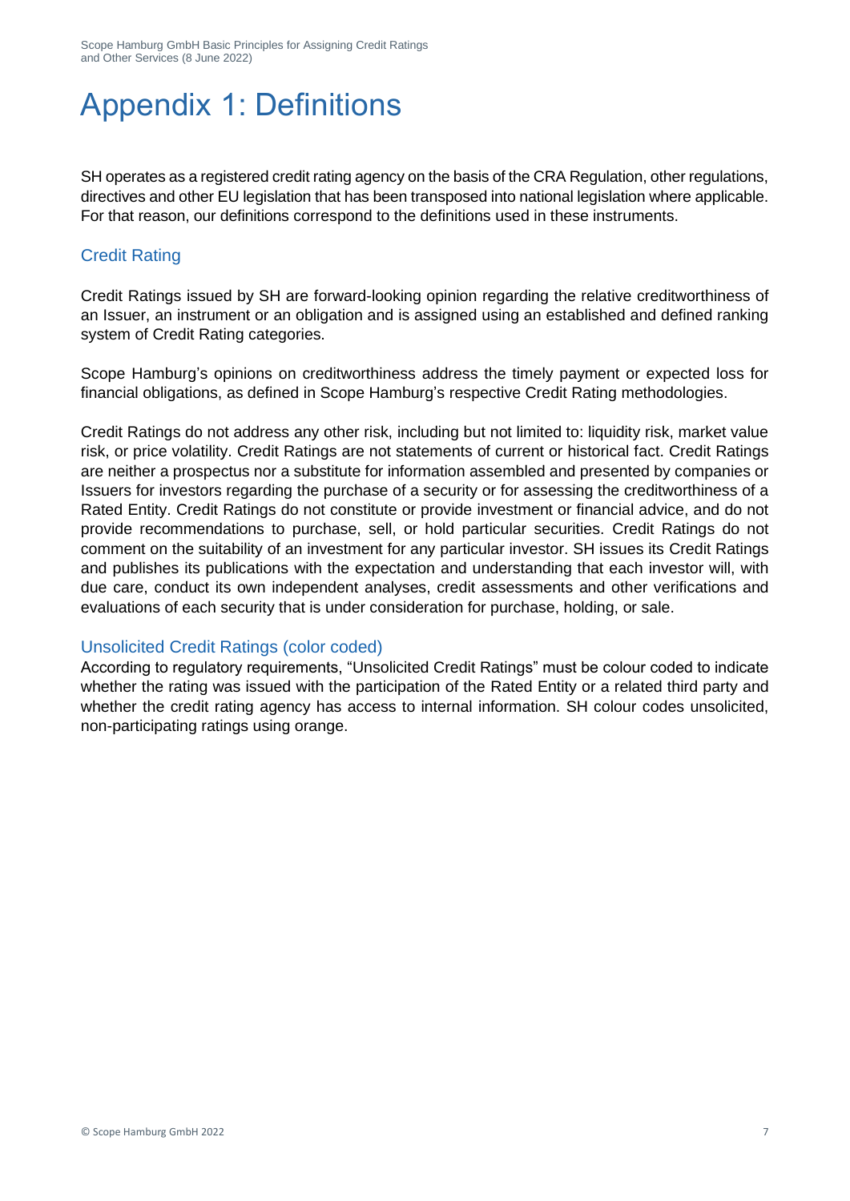# Appendix 1: Definitions

SH operates as a registered credit rating agency on the basis of the CRA Regulation, other regulations, directives and other EU legislation that has been transposed into national legislation where applicable. For that reason, our definitions correspond to the definitions used in these instruments.

## Credit Rating

Credit Ratings issued by SH are forward-looking opinion regarding the relative creditworthiness of an Issuer, an instrument or an obligation and is assigned using an established and defined ranking system of Credit Rating categories.

Scope Hamburg's opinions on creditworthiness address the timely payment or expected loss for financial obligations, as defined in Scope Hamburg's respective Credit Rating methodologies.

Credit Ratings do not address any other risk, including but not limited to: liquidity risk, market value risk, or price volatility. Credit Ratings are not statements of current or historical fact. Credit Ratings are neither a prospectus nor a substitute for information assembled and presented by companies or Issuers for investors regarding the purchase of a security or for assessing the creditworthiness of a Rated Entity. Credit Ratings do not constitute or provide investment or financial advice, and do not provide recommendations to purchase, sell, or hold particular securities. Credit Ratings do not comment on the suitability of an investment for any particular investor. SH issues its Credit Ratings and publishes its publications with the expectation and understanding that each investor will, with due care, conduct its own independent analyses, credit assessments and other verifications and evaluations of each security that is under consideration for purchase, holding, or sale.

## Unsolicited Credit Ratings (color coded)

According to regulatory requirements, "Unsolicited Credit Ratings" must be colour coded to indicate whether the rating was issued with the participation of the Rated Entity or a related third party and whether the credit rating agency has access to internal information. SH colour codes unsolicited, non-participating ratings using orange.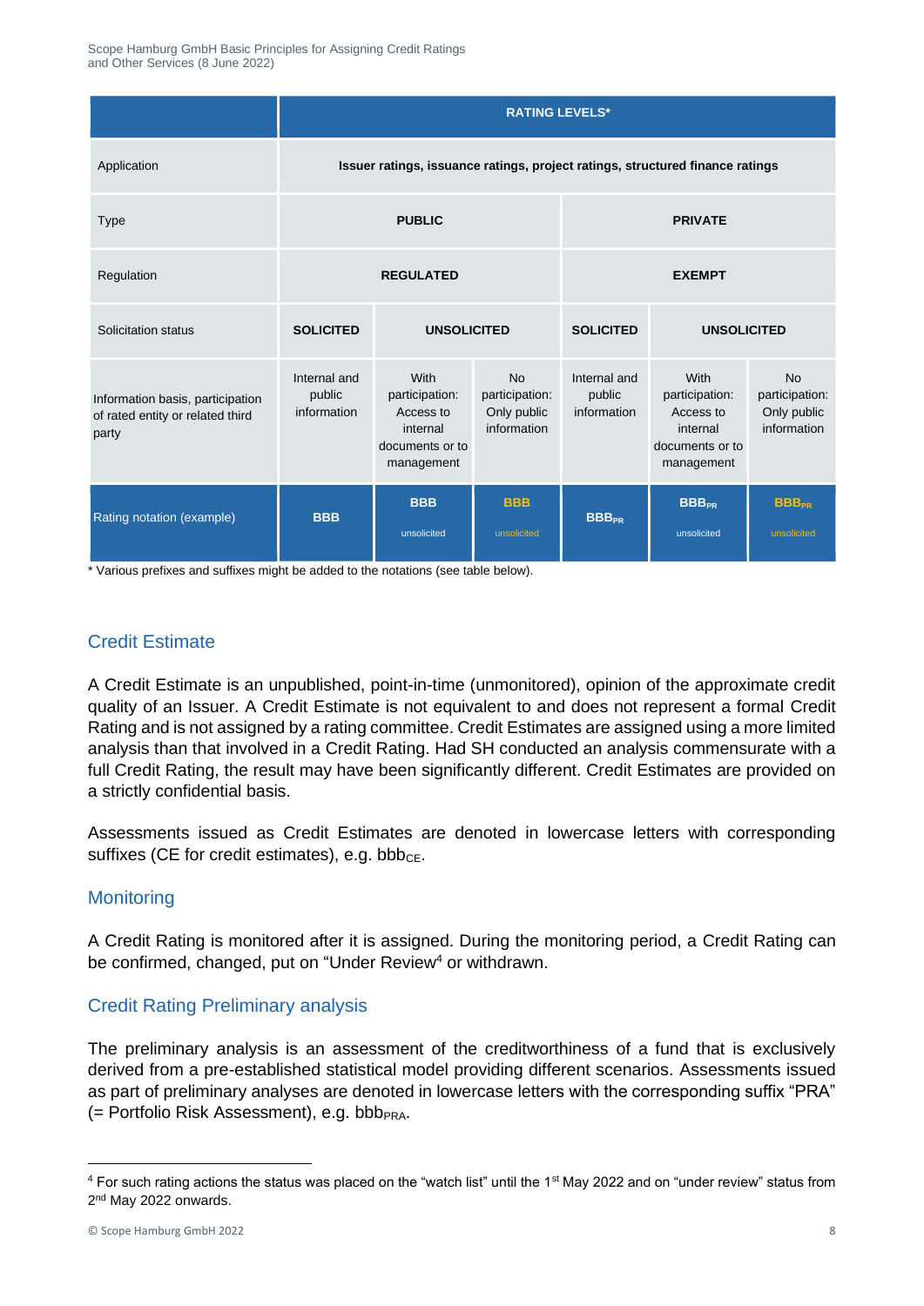| | RATING LEVELS* | | | | | |
|---|---|---|---|---|---|---|
| Application | Issuer ratings, issuance ratings, project ratings, structured finance ratings | | | | | |
| Type | PUBLIC | | | PRIVATE | | |
| Regulation | REGULATED | | | EXEMPT | | |
| Solicitation status | SOLICITED | UNSOLICITED | | SOLICITED | UNSOLICITED | |
| Information basis, participation of rated entity or related third party | Internal and public information | With participation: Access to internal documents or to management | No participation: Only public information | Internal and public information | With participation: Access to internal documents or to management | No participation: Only public information |
| Rating notation (example) | BBB | BBB unsolicited | BBB unsolicited | $BBB_{PR}$ | $BBB_{PR}$ unsolicited | $BBB_{PR}$ unsolicited |

\* Various prefixes and suffixes might be added to the notations (see table below).

## Credit Estimate

A Credit Estimate is an unpublished, point-in-time (unmonitored), opinion of the approximate credit quality of an Issuer. A Credit Estimate is not equivalent to and does not represent a formal Credit Rating and is not assigned by a rating committee. Credit Estimates are assigned using a more limited analysis than that involved in a Credit Rating. Had SH conducted an analysis commensurate with a full Credit Rating, the result may have been significantly different. Credit Estimates are provided on a strictly confidential basis.

Assessments issued as Credit Estimates are denoted in lowercase letters with corresponding suffixes (CE for credit estimates), e.g. $bbb_{CE}$.

## Monitoring

A Credit Rating is monitored after it is assigned. During the monitoring period, a Credit Rating can be confirmed, changed, put on "Under Review[4] or withdrawn.

## Credit Rating Preliminary analysis

The preliminary analysis is an assessment of the creditworthiness of a fund that is exclusively derived from a pre-established statistical model providing different scenarios. Assessments issued as part of preliminary analyses are denoted in lowercase letters with the corresponding suffix "PRA" (= Portfolio Risk Assessment), e.g. $bbb_{PRA}$.

[4] For such rating actions the status was placed on the "watch list" until the 1st May 2022 and on "under review" status from 2nd May 2022 onwards.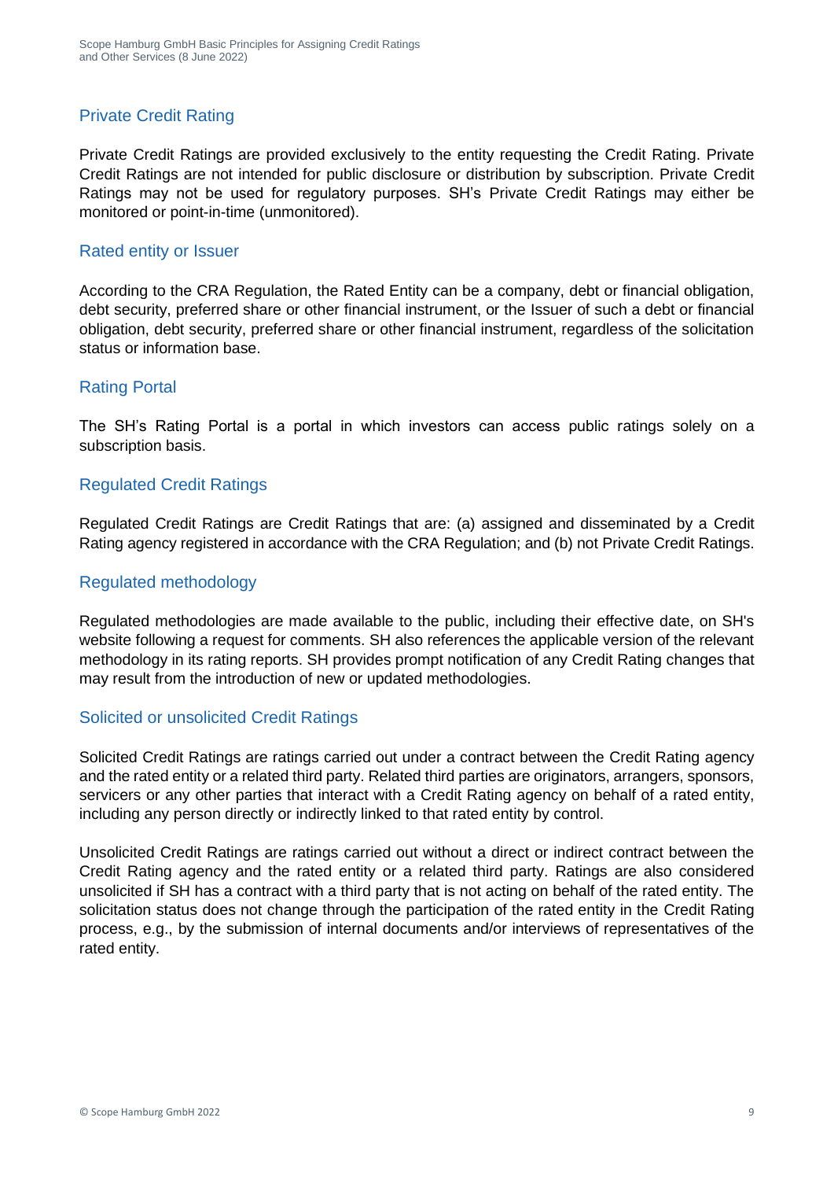## Private Credit Rating

Private Credit Ratings are provided exclusively to the entity requesting the Credit Rating. Private Credit Ratings are not intended for public disclosure or distribution by subscription. Private Credit Ratings may not be used for regulatory purposes. SH's Private Credit Ratings may either be monitored or point-in-time (unmonitored).

## Rated entity or Issuer

According to the CRA Regulation, the Rated Entity can be a company, debt or financial obligation, debt security, preferred share or other financial instrument, or the Issuer of such a debt or financial obligation, debt security, preferred share or other financial instrument, regardless of the solicitation status or information base.

## Rating Portal

The SH's Rating Portal is a portal in which investors can access public ratings solely on a subscription basis.

## Regulated Credit Ratings

Regulated Credit Ratings are Credit Ratings that are: (a) assigned and disseminated by a Credit Rating agency registered in accordance with the CRA Regulation; and (b) not Private Credit Ratings.

## Regulated methodology

Regulated methodologies are made available to the public, including their effective date, on SH's website following a request for comments. SH also references the applicable version of the relevant methodology in its rating reports. SH provides prompt notification of any Credit Rating changes that may result from the introduction of new or updated methodologies.

## Solicited or unsolicited Credit Ratings

Solicited Credit Ratings are ratings carried out under a contract between the Credit Rating agency and the rated entity or a related third party. Related third parties are originators, arrangers, sponsors, servicers or any other parties that interact with a Credit Rating agency on behalf of a rated entity, including any person directly or indirectly linked to that rated entity by control.

Unsolicited Credit Ratings are ratings carried out without a direct or indirect contract between the Credit Rating agency and the rated entity or a related third party. Ratings are also considered unsolicited if SH has a contract with a third party that is not acting on behalf of the rated entity. The solicitation status does not change through the participation of the rated entity in the Credit Rating process, e.g., by the submission of internal documents and/or interviews of representatives of the rated entity.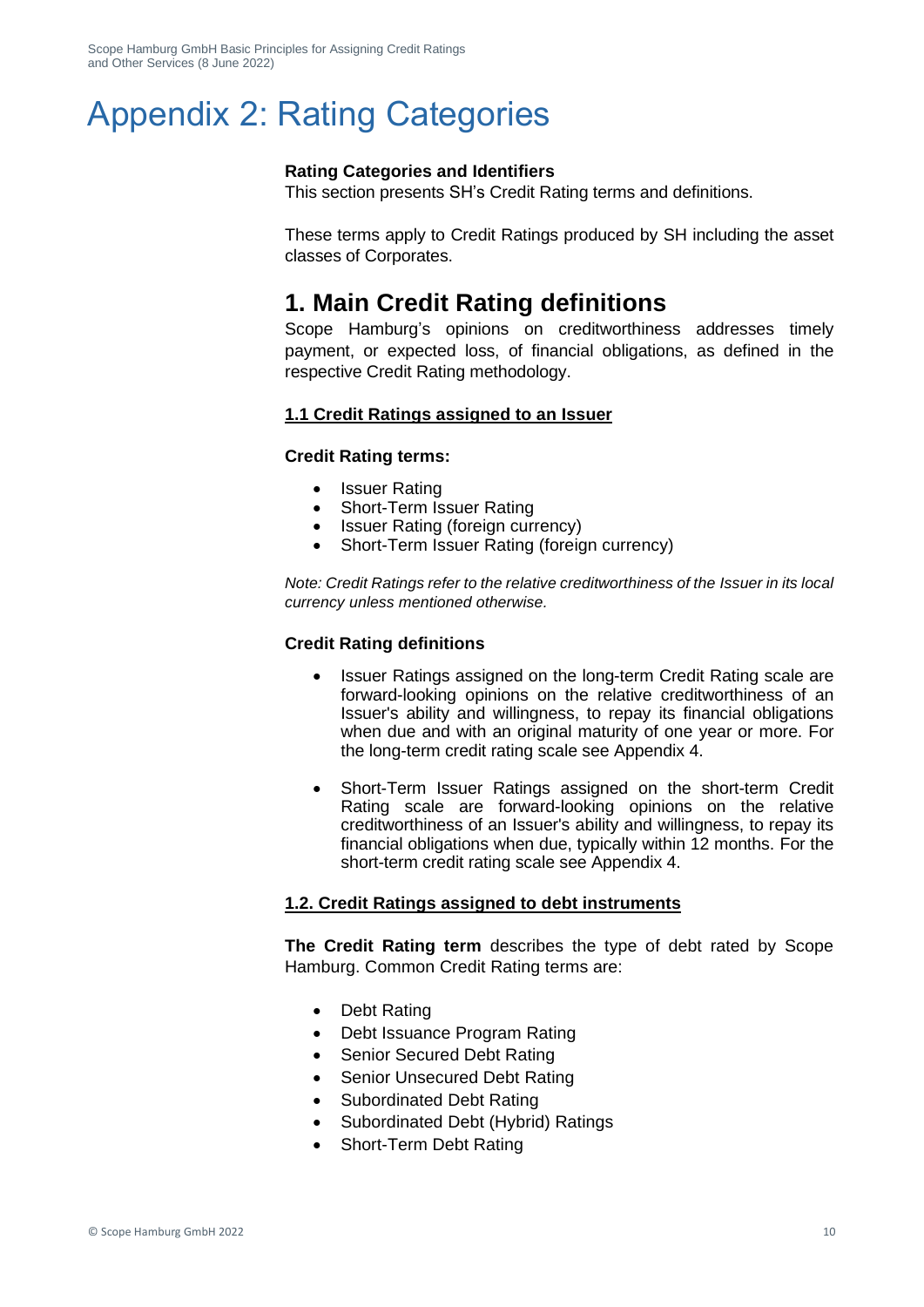# Appendix 2: Rating Categories

**Rating Categories and Identifiers**
This section presents SH's Credit Rating terms and definitions.

These terms apply to Credit Ratings produced by SH including the asset classes of Corporates.

## 1. Main Credit Rating definitions

Scope Hamburg's opinions on creditworthiness addresses timely payment, or expected loss, of financial obligations, as defined in the respective Credit Rating methodology.

### 1.1 Credit Ratings assigned to an Issuer

**Credit Rating terms:**

- Issuer Rating
- Short-Term Issuer Rating
- Issuer Rating (foreign currency)
- Short-Term Issuer Rating (foreign currency)

*Note: Credit Ratings refer to the relative creditworthiness of the Issuer in its local currency unless mentioned otherwise.*

**Credit Rating definitions**

- Issuer Ratings assigned on the long-term Credit Rating scale are forward-looking opinions on the relative creditworthiness of an Issuer's ability and willingness, to repay its financial obligations when due and with an original maturity of one year or more. For the long-term credit rating scale see Appendix 4.

- Short-Term Issuer Ratings assigned on the short-term Credit Rating scale are forward-looking opinions on the relative creditworthiness of an Issuer's ability and willingness, to repay its financial obligations when due, typically within 12 months. For the short-term credit rating scale see Appendix 4.

### 1.2. Credit Ratings assigned to debt instruments

**The Credit Rating term** describes the type of debt rated by Scope Hamburg. Common Credit Rating terms are:

- Debt Rating
- Debt Issuance Program Rating
- Senior Secured Debt Rating
- Senior Unsecured Debt Rating
- Subordinated Debt Rating
- Subordinated Debt (Hybrid) Ratings
- Short-Term Debt Rating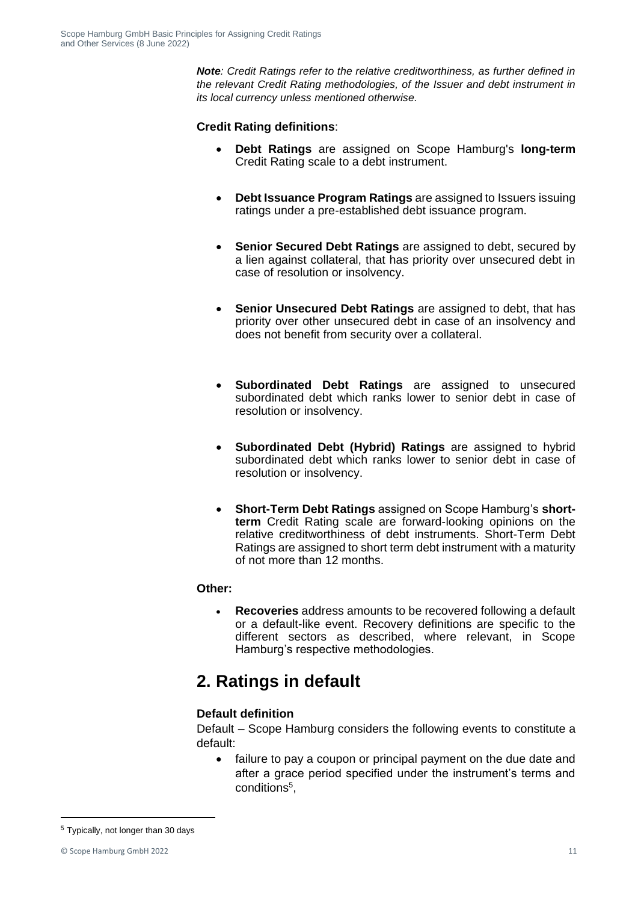***Note**: Credit Ratings refer to the relative creditworthiness, as further defined in the relevant Credit Rating methodologies, of the Issuer and debt instrument in its local currency unless mentioned otherwise.*

**Credit Rating definitions**:

- **Debt Ratings** are assigned on Scope Hamburg's **long-term** Credit Rating scale to a debt instrument.
- **Debt Issuance Program Ratings** are assigned to Issuers issuing ratings under a pre-established debt issuance program.
- **Senior Secured Debt Ratings** are assigned to debt, secured by a lien against collateral, that has priority over unsecured debt in case of resolution or insolvency.
- **Senior Unsecured Debt Ratings** are assigned to debt, that has priority over other unsecured debt in case of an insolvency and does not benefit from security over a collateral.
- **Subordinated Debt Ratings** are assigned to unsecured subordinated debt which ranks lower to senior debt in case of resolution or insolvency.
- **Subordinated Debt (Hybrid) Ratings** are assigned to hybrid subordinated debt which ranks lower to senior debt in case of resolution or insolvency.
- **Short-Term Debt Ratings** assigned on Scope Hamburg's **short-term** Credit Rating scale are forward-looking opinions on the relative creditworthiness of debt instruments. Short-Term Debt Ratings are assigned to short term debt instrument with a maturity of not more than 12 months.

**Other:**

- **Recoveries** address amounts to be recovered following a default or a default-like event. Recovery definitions are specific to the different sectors as described, where relevant, in Scope Hamburg's respective methodologies.

# 2. Ratings in default

**Default definition**

Default – Scope Hamburg considers the following events to constitute a default:

- failure to pay a coupon or principal payment on the due date and after a grace period specified under the instrument's terms and conditions[5],

[5] Typically, not longer than 30 days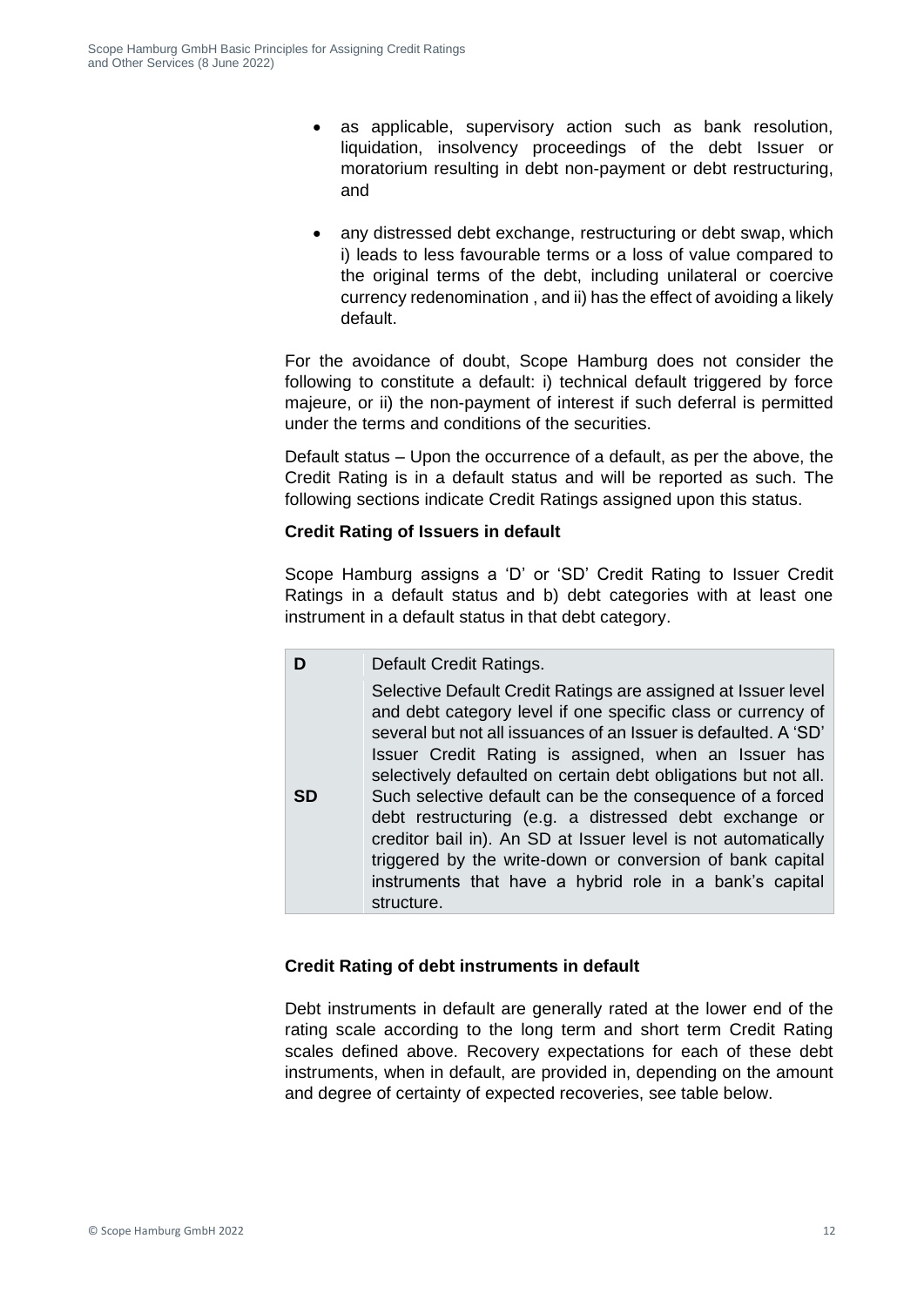- as applicable, supervisory action such as bank resolution, liquidation, insolvency proceedings of the debt Issuer or moratorium resulting in debt non-payment or debt restructuring, and

- any distressed debt exchange, restructuring or debt swap, which i) leads to less favourable terms or a loss of value compared to the original terms of the debt, including unilateral or coercive currency redenomination , and ii) has the effect of avoiding a likely default.

For the avoidance of doubt, Scope Hamburg does not consider the following to constitute a default: i) technical default triggered by force majeure, or ii) the non-payment of interest if such deferral is permitted under the terms and conditions of the securities.

Default status – Upon the occurrence of a default, as per the above, the Credit Rating is in a default status and will be reported as such. The following sections indicate Credit Ratings assigned upon this status.

**Credit Rating of Issuers in default**

Scope Hamburg assigns a 'D' or 'SD' Credit Rating to Issuer Credit Ratings in a default status and b) debt categories with at least one instrument in a default status in that debt category.

| | |
|---|---|
| **D** | Default Credit Ratings. |
| **SD** | Selective Default Credit Ratings are assigned at Issuer level and debt category level if one specific class or currency of several but not all issuances of an Issuer is defaulted. A 'SD' Issuer Credit Rating is assigned, when an Issuer has selectively defaulted on certain debt obligations but not all. Such selective default can be the consequence of a forced debt restructuring (e.g. a distressed debt exchange or creditor bail in). An SD at Issuer level is not automatically triggered by the write-down or conversion of bank capital instruments that have a hybrid role in a bank's capital structure. |

**Credit Rating of debt instruments in default**

Debt instruments in default are generally rated at the lower end of the rating scale according to the long term and short term Credit Rating scales defined above. Recovery expectations for each of these debt instruments, when in default, are provided in, depending on the amount and degree of certainty of expected recoveries, see table below.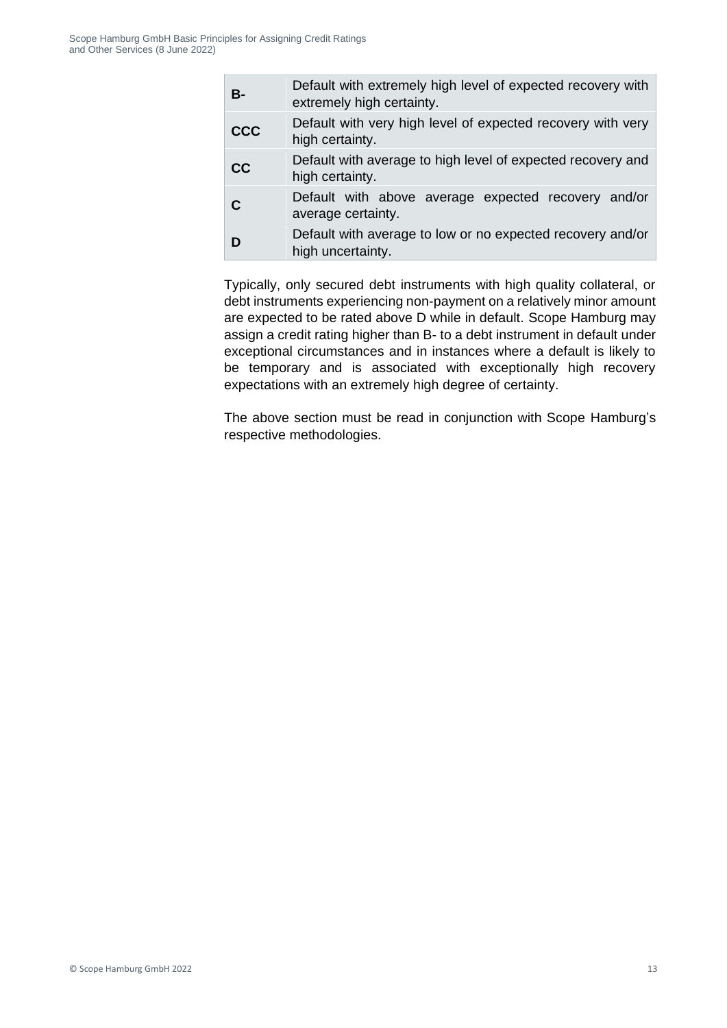| | |
|---|---|
| **B-** | Default with extremely high level of expected recovery with extremely high certainty. |
| **CCC** | Default with very high level of expected recovery with very high certainty. |
| **CC** | Default with average to high level of expected recovery and high certainty. |
| **C** | Default with above average expected recovery and/or average certainty. |
| **D** | Default with average to low or no expected recovery and/or high uncertainty. |

Typically, only secured debt instruments with high quality collateral, or debt instruments experiencing non-payment on a relatively minor amount are expected to be rated above D while in default. Scope Hamburg may assign a credit rating higher than B- to a debt instrument in default under exceptional circumstances and in instances where a default is likely to be temporary and is associated with exceptionally high recovery expectations with an extremely high degree of certainty.

The above section must be read in conjunction with Scope Hamburg's respective methodologies.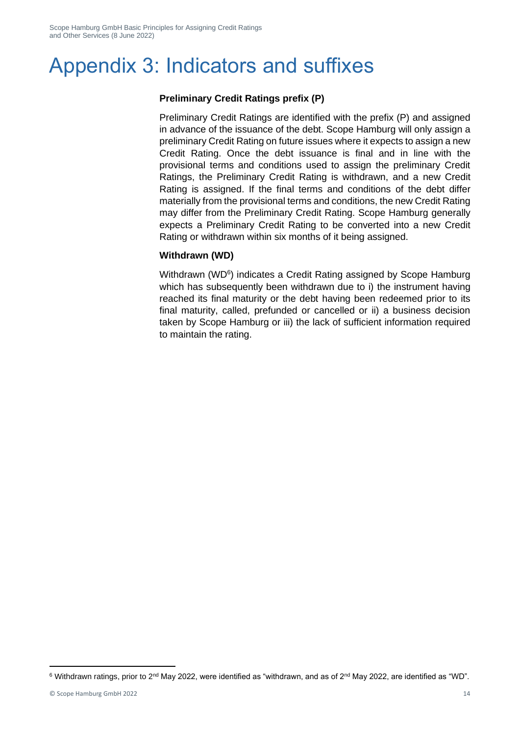# Appendix 3: Indicators and suffixes

**Preliminary Credit Ratings prefix (P)**

Preliminary Credit Ratings are identified with the prefix (P) and assigned in advance of the issuance of the debt. Scope Hamburg will only assign a preliminary Credit Rating on future issues where it expects to assign a new Credit Rating. Once the debt issuance is final and in line with the provisional terms and conditions used to assign the preliminary Credit Ratings, the Preliminary Credit Rating is withdrawn, and a new Credit Rating is assigned. If the final terms and conditions of the debt differ materially from the provisional terms and conditions, the new Credit Rating may differ from the Preliminary Credit Rating. Scope Hamburg generally expects a Preliminary Credit Rating to be converted into a new Credit Rating or withdrawn within six months of it being assigned.

**Withdrawn (WD)**

Withdrawn (WD[6]) indicates a Credit Rating assigned by Scope Hamburg which has subsequently been withdrawn due to i) the instrument having reached its final maturity or the debt having been redeemed prior to its final maturity, called, prefunded or cancelled or ii) a business decision taken by Scope Hamburg or iii) the lack of sufficient information required to maintain the rating.

[6] Withdrawn ratings, prior to 2nd May 2022, were identified as "withdrawn, and as of 2nd May 2022, are identified as "WD".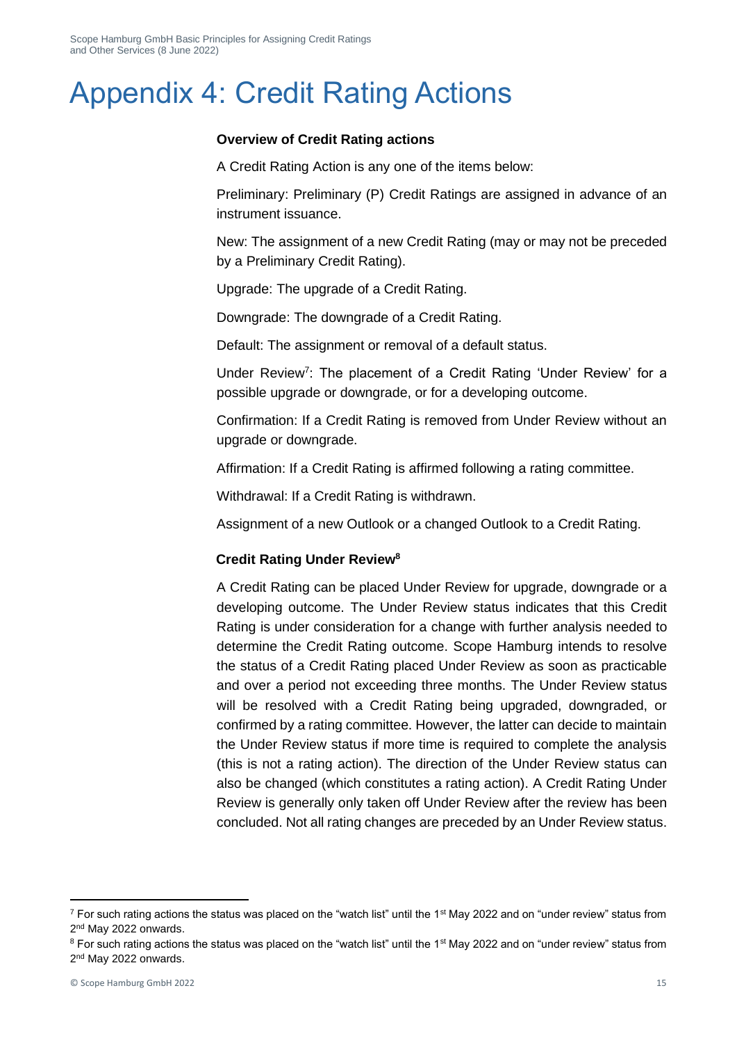# Appendix 4: Credit Rating Actions

**Overview of Credit Rating actions**

A Credit Rating Action is any one of the items below:

Preliminary: Preliminary (P) Credit Ratings are assigned in advance of an instrument issuance.

New: The assignment of a new Credit Rating (may or may not be preceded by a Preliminary Credit Rating).

Upgrade: The upgrade of a Credit Rating.

Downgrade: The downgrade of a Credit Rating.

Default: The assignment or removal of a default status.

Under Review[7]: The placement of a Credit Rating 'Under Review' for a possible upgrade or downgrade, or for a developing outcome.

Confirmation: If a Credit Rating is removed from Under Review without an upgrade or downgrade.

Affirmation: If a Credit Rating is affirmed following a rating committee.

Withdrawal: If a Credit Rating is withdrawn.

Assignment of a new Outlook or a changed Outlook to a Credit Rating.

**Credit Rating Under Review[8]**

A Credit Rating can be placed Under Review for upgrade, downgrade or a developing outcome. The Under Review status indicates that this Credit Rating is under consideration for a change with further analysis needed to determine the Credit Rating outcome. Scope Hamburg intends to resolve the status of a Credit Rating placed Under Review as soon as practicable and over a period not exceeding three months. The Under Review status will be resolved with a Credit Rating being upgraded, downgraded, or confirmed by a rating committee. However, the latter can decide to maintain the Under Review status if more time is required to complete the analysis (this is not a rating action). The direction of the Under Review status can also be changed (which constitutes a rating action). A Credit Rating Under Review is generally only taken off Under Review after the review has been concluded. Not all rating changes are preceded by an Under Review status.

---

[7] For such rating actions the status was placed on the "watch list" until the 1st May 2022 and on "under review" status from 2nd May 2022 onwards.

[8] For such rating actions the status was placed on the "watch list" until the 1st May 2022 and on "under review" status from 2nd May 2022 onwards.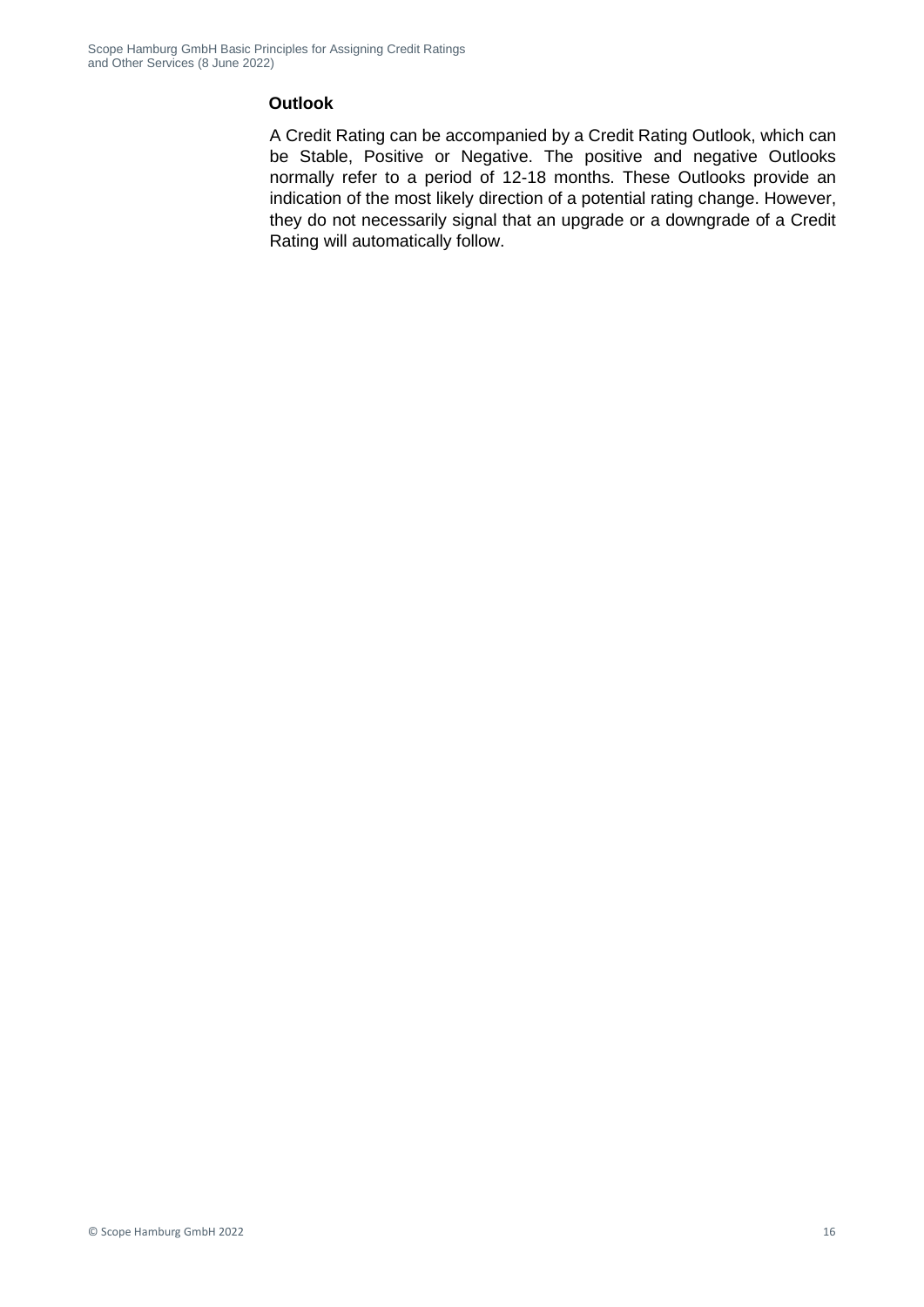### Outlook

A Credit Rating can be accompanied by a Credit Rating Outlook, which can be Stable, Positive or Negative. The positive and negative Outlooks normally refer to a period of 12-18 months. These Outlooks provide an indication of the most likely direction of a potential rating change. However, they do not necessarily signal that an upgrade or a downgrade of a Credit Rating will automatically follow.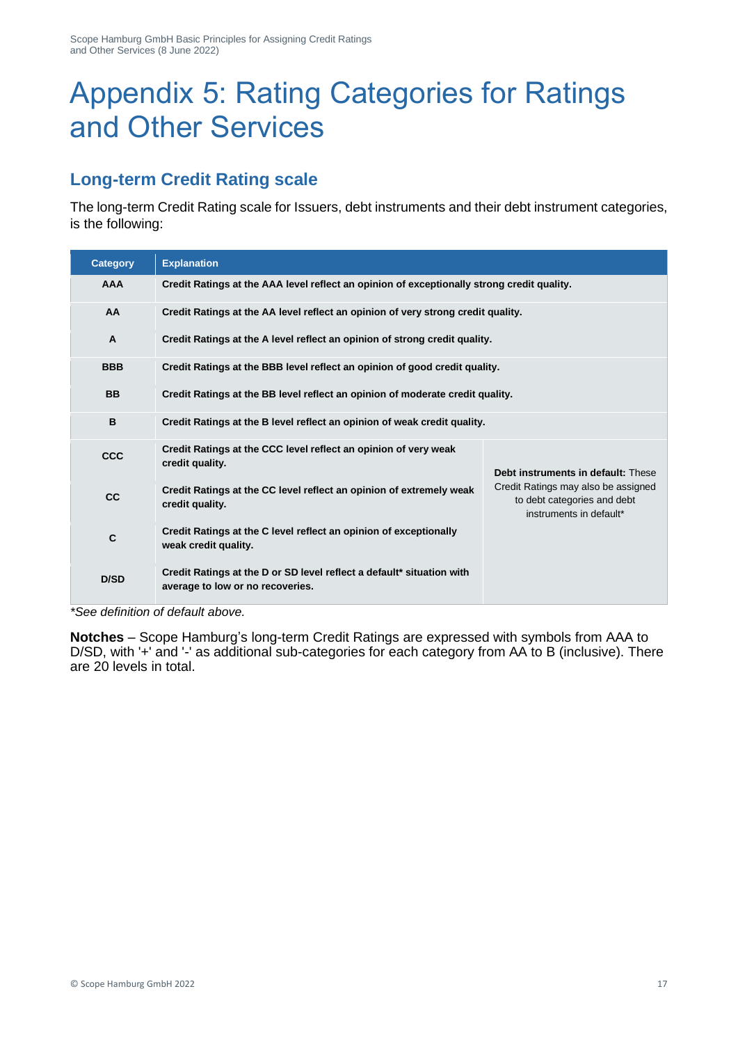# Appendix 5: Rating Categories for Ratings and Other Services

## Long-term Credit Rating scale

The long-term Credit Rating scale for Issuers, debt instruments and their debt instrument categories, is the following:

| Category | Explanation | |
|---|---|---|
| **AAA** | **Credit Ratings at the AAA level reflect an opinion of exceptionally strong credit quality.** | |
| **AA** | **Credit Ratings at the AA level reflect an opinion of very strong credit quality.** | |
| **A** | **Credit Ratings at the A level reflect an opinion of strong credit quality.** | |
| **BBB** | **Credit Ratings at the BBB level reflect an opinion of good credit quality.** | |
| **BB** | **Credit Ratings at the BB level reflect an opinion of moderate credit quality.** | |
| **B** | **Credit Ratings at the B level reflect an opinion of weak credit quality.** | |
| **CCC** | **Credit Ratings at the CCC level reflect an opinion of very weak credit quality.** | **Debt instruments in default:** These Credit Ratings may also be assigned to debt categories and debt instruments in default* |
| **CC** | **Credit Ratings at the CC level reflect an opinion of extremely weak credit quality.** | |
| **C** | **Credit Ratings at the C level reflect an opinion of exceptionally weak credit quality.** | |
| **D/SD** | **Credit Ratings at the D or SD level reflect a default* situation with average to low or no recoveries.** | |

*\*See definition of default above.*

**Notches** – Scope Hamburg's long-term Credit Ratings are expressed with symbols from AAA to D/SD, with '+' and '-' as additional sub-categories for each category from AA to B (inclusive). There are 20 levels in total.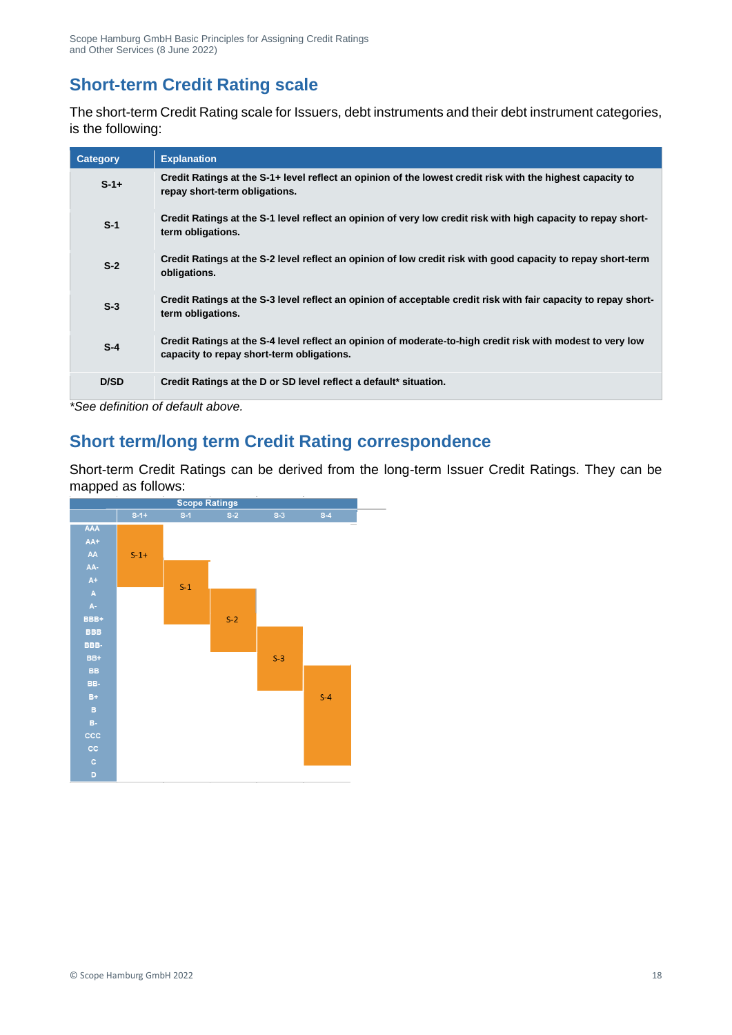## Short-term Credit Rating scale

The short-term Credit Rating scale for Issuers, debt instruments and their debt instrument categories, is the following:

| Category | Explanation |
|---|---|
| S-1+ | **Credit Ratings at the S-1+ level reflect an opinion of the lowest credit risk with the highest capacity to repay short-term obligations.** |
| S-1 | **Credit Ratings at the S-1 level reflect an opinion of very low credit risk with high capacity to repay short-term obligations.** |
| S-2 | **Credit Ratings at the S-2 level reflect an opinion of low credit risk with good capacity to repay short-term obligations.** |
| S-3 | **Credit Ratings at the S-3 level reflect an opinion of acceptable credit risk with fair capacity to repay short-term obligations.** |
| S-4 | **Credit Ratings at the S-4 level reflect an opinion of moderate-to-high credit risk with modest to very low capacity to repay short-term obligations.** |
| D/SD | **Credit Ratings at the D or SD level reflect a default* situation.** |

*See definition of default above.*

## Short term/long term Credit Rating correspondence

Short-term Credit Ratings can be derived from the long-term Issuer Credit Ratings. They can be mapped as follows:

| | Scope Ratings | | | | |
|---|---|---|---|---|---|
| | S-1+ | S-1 | S-2 | S-3 | S-4 |
| AAA | S-1+ | | | | |
| AA+ | S-1+ | | | | |
| AA | S-1+ | | | | |
| AA- | S-1+ | S-1 | | | |
| A+ | S-1+ | S-1 | | | |
| A | | S-1 | S-2 | | |
| A- | | S-1 | S-2 | | |
| BBB+ | | S-1 | S-2 | | |
| BBB | | | S-2 | S-3 | |
| BBB- | | | S-2 | S-3 | |
| BB+ | | | | S-3 | |
| BB | | | | S-3 | S-4 |
| BB- | | | | S-3 | S-4 |
| B+ | | | | | S-4 |
| B | | | | | S-4 |
| B- | | | | | S-4 |
| CCC | | | | | S-4 |
| CC | | | | | S-4 |
| C | | | | | S-4 |
| D | | | | | |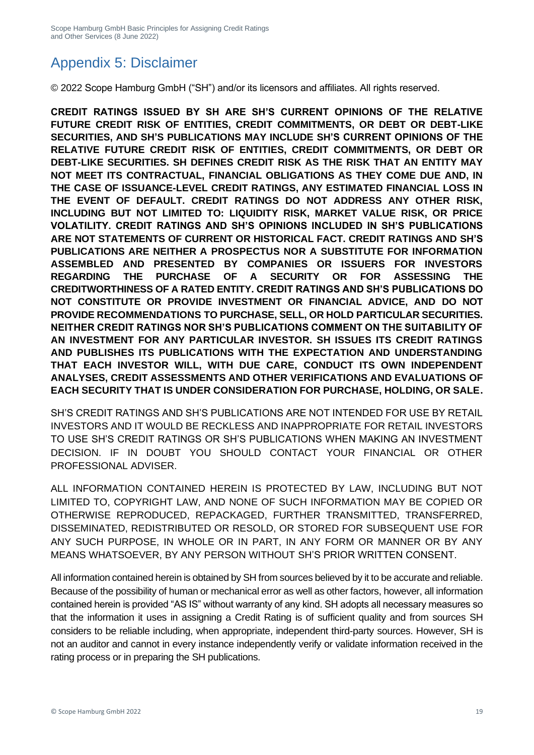# Appendix 5: Disclaimer

© 2022 Scope Hamburg GmbH ("SH") and/or its licensors and affiliates. All rights reserved.

**CREDIT RATINGS ISSUED BY SH ARE SH'S CURRENT OPINIONS OF THE RELATIVE FUTURE CREDIT RISK OF ENTITIES, CREDIT COMMITMENTS, OR DEBT OR DEBT-LIKE SECURITIES, AND SH'S PUBLICATIONS MAY INCLUDE SH'S CURRENT OPINIONS OF THE RELATIVE FUTURE CREDIT RISK OF ENTITIES, CREDIT COMMITMENTS, OR DEBT OR DEBT-LIKE SECURITIES. SH DEFINES CREDIT RISK AS THE RISK THAT AN ENTITY MAY NOT MEET ITS CONTRACTUAL, FINANCIAL OBLIGATIONS AS THEY COME DUE AND, IN THE CASE OF ISSUANCE-LEVEL CREDIT RATINGS, ANY ESTIMATED FINANCIAL LOSS IN THE EVENT OF DEFAULT. CREDIT RATINGS DO NOT ADDRESS ANY OTHER RISK, INCLUDING BUT NOT LIMITED TO: LIQUIDITY RISK, MARKET VALUE RISK, OR PRICE VOLATILITY. CREDIT RATINGS AND SH'S OPINIONS INCLUDED IN SH'S PUBLICATIONS ARE NOT STATEMENTS OF CURRENT OR HISTORICAL FACT. CREDIT RATINGS AND SH'S PUBLICATIONS ARE NEITHER A PROSPECTUS NOR A SUBSTITUTE FOR INFORMATION ASSEMBLED AND PRESENTED BY COMPANIES OR ISSUERS FOR INVESTORS REGARDING THE PURCHASE OF A SECURITY OR FOR ASSESSING THE CREDITWORTHINESS OF A RATED ENTITY. CREDIT RATINGS AND SH'S PUBLICATIONS DO NOT CONSTITUTE OR PROVIDE INVESTMENT OR FINANCIAL ADVICE, AND DO NOT PROVIDE RECOMMENDATIONS TO PURCHASE, SELL, OR HOLD PARTICULAR SECURITIES. NEITHER CREDIT RATINGS NOR SH'S PUBLICATIONS COMMENT ON THE SUITABILITY OF AN INVESTMENT FOR ANY PARTICULAR INVESTOR. SH ISSUES ITS CREDIT RATINGS AND PUBLISHES ITS PUBLICATIONS WITH THE EXPECTATION AND UNDERSTANDING THAT EACH INVESTOR WILL, WITH DUE CARE, CONDUCT ITS OWN INDEPENDENT ANALYSES, CREDIT ASSESSMENTS AND OTHER VERIFICATIONS AND EVALUATIONS OF EACH SECURITY THAT IS UNDER CONSIDERATION FOR PURCHASE, HOLDING, OR SALE.**

SH'S CREDIT RATINGS AND SH'S PUBLICATIONS ARE NOT INTENDED FOR USE BY RETAIL INVESTORS AND IT WOULD BE RECKLESS AND INAPPROPRIATE FOR RETAIL INVESTORS TO USE SH'S CREDIT RATINGS OR SH'S PUBLICATIONS WHEN MAKING AN INVESTMENT DECISION. IF IN DOUBT YOU SHOULD CONTACT YOUR FINANCIAL OR OTHER PROFESSIONAL ADVISER.

ALL INFORMATION CONTAINED HEREIN IS PROTECTED BY LAW, INCLUDING BUT NOT LIMITED TO, COPYRIGHT LAW, AND NONE OF SUCH INFORMATION MAY BE COPIED OR OTHERWISE REPRODUCED, REPACKAGED, FURTHER TRANSMITTED, TRANSFERRED, DISSEMINATED, REDISTRIBUTED OR RESOLD, OR STORED FOR SUBSEQUENT USE FOR ANY SUCH PURPOSE, IN WHOLE OR IN PART, IN ANY FORM OR MANNER OR BY ANY MEANS WHATSOEVER, BY ANY PERSON WITHOUT SH'S PRIOR WRITTEN CONSENT.

All information contained herein is obtained by SH from sources believed by it to be accurate and reliable. Because of the possibility of human or mechanical error as well as other factors, however, all information contained herein is provided "AS IS" without warranty of any kind. SH adopts all necessary measures so that the information it uses in assigning a Credit Rating is of sufficient quality and from sources SH considers to be reliable including, when appropriate, independent third-party sources. However, SH is not an auditor and cannot in every instance independently verify or validate information received in the rating process or in preparing the SH publications.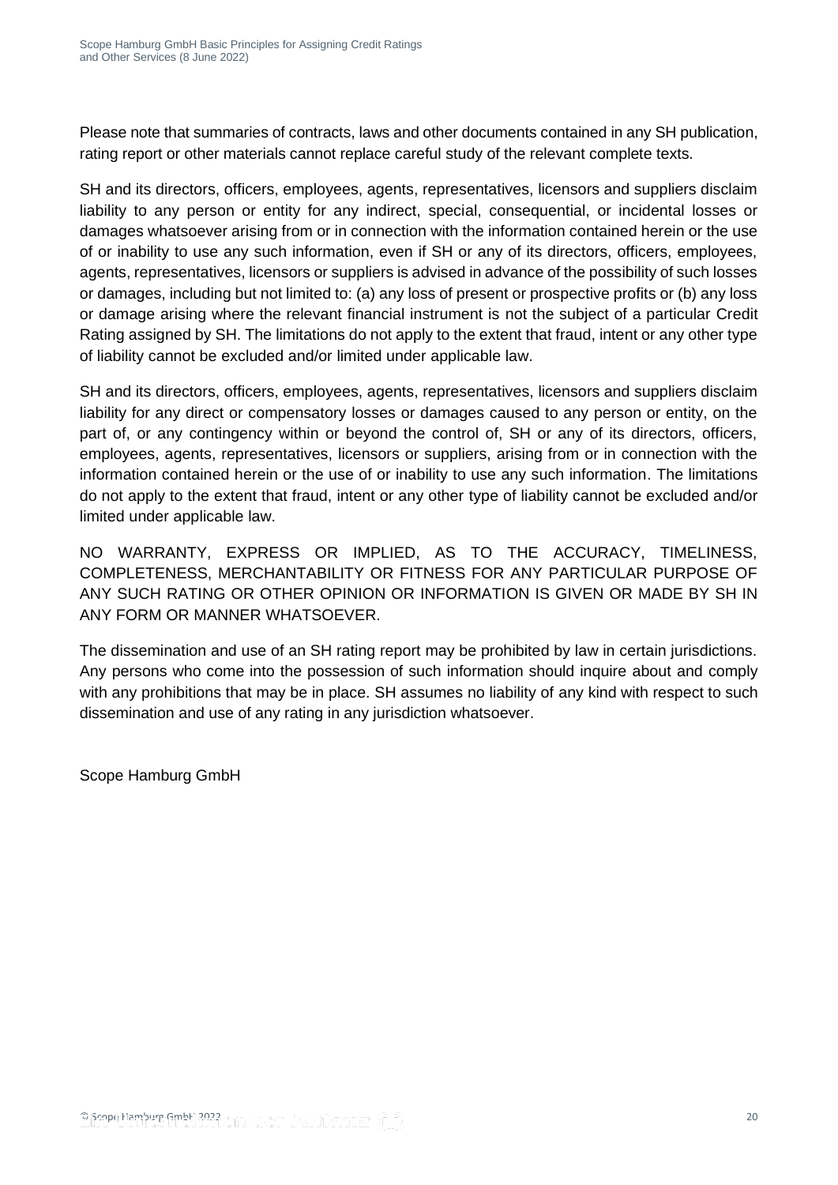Please note that summaries of contracts, laws and other documents contained in any SH publication, rating report or other materials cannot replace careful study of the relevant complete texts.

SH and its directors, officers, employees, agents, representatives, licensors and suppliers disclaim liability to any person or entity for any indirect, special, consequential, or incidental losses or damages whatsoever arising from or in connection with the information contained herein or the use of or inability to use any such information, even if SH or any of its directors, officers, employees, agents, representatives, licensors or suppliers is advised in advance of the possibility of such losses or damages, including but not limited to: (a) any loss of present or prospective profits or (b) any loss or damage arising where the relevant financial instrument is not the subject of a particular Credit Rating assigned by SH. The limitations do not apply to the extent that fraud, intent or any other type of liability cannot be excluded and/or limited under applicable law.

SH and its directors, officers, employees, agents, representatives, licensors and suppliers disclaim liability for any direct or compensatory losses or damages caused to any person or entity, on the part of, or any contingency within or beyond the control of, SH or any of its directors, officers, employees, agents, representatives, licensors or suppliers, arising from or in connection with the information contained herein or the use of or inability to use any such information. The limitations do not apply to the extent that fraud, intent or any other type of liability cannot be excluded and/or limited under applicable law.

NO WARRANTY, EXPRESS OR IMPLIED, AS TO THE ACCURACY, TIMELINESS, COMPLETENESS, MERCHANTABILITY OR FITNESS FOR ANY PARTICULAR PURPOSE OF ANY SUCH RATING OR OTHER OPINION OR INFORMATION IS GIVEN OR MADE BY SH IN ANY FORM OR MANNER WHATSOEVER.

The dissemination and use of an SH rating report may be prohibited by law in certain jurisdictions. Any persons who come into the possession of such information should inquire about and comply with any prohibitions that may be in place. SH assumes no liability of any kind with respect to such dissemination and use of any rating in any jurisdiction whatsoever.

Scope Hamburg GmbH